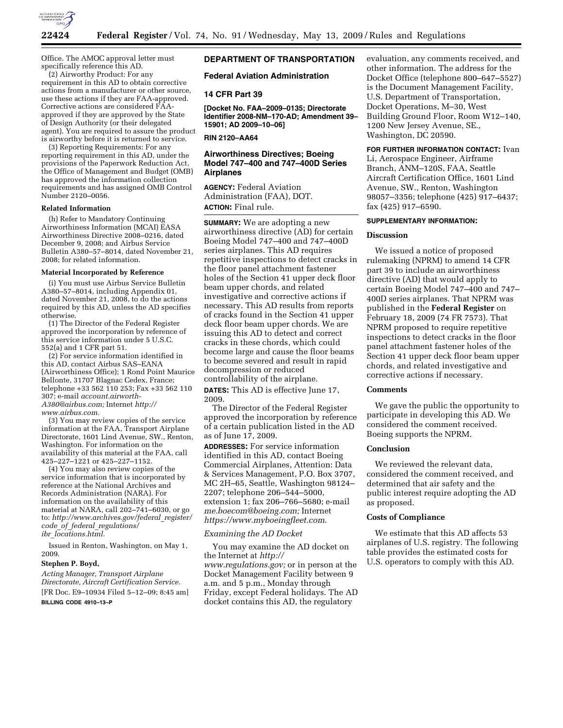Office. The AMOC approval letter must specifically reference this AD.

(2) Airworthy Product: For any requirement in this AD to obtain corrective actions from a manufacturer or other source, use these actions if they are FAA-approved. Corrective actions are considered FAA-approved if they are approved by the State of Design Authority (or their delegated agent). You are required to assure the product is airworthy before it is returned to service.

(3) Reporting Requirements: For any reporting requirement in this AD, under the provisions of the Paperwork Reduction Act, the Office of Management and Budget (OMB) has approved the information collection requirements and has assigned OMB Control Number 2120–0056.

**Related Information**

(h) Refer to Mandatory Continuing Airworthiness Information (MCAI) EASA Airworthiness Directive 2008–0216, dated December 9, 2008; and Airbus Service Bulletin A380–57–8014, dated November 21, 2008; for related information.

**Material Incorporated by Reference**

(i) You must use Airbus Service Bulletin A380–57–8014, including Appendix 01, dated November 21, 2008, to do the actions required by this AD, unless the AD specifies otherwise.

(1) The Director of the Federal Register approved the incorporation by reference of this service information under 5 U.S.C. 552(a) and 1 CFR part 51.

(2) For service information identified in this AD, contact Airbus SAS–EANA (Airworthiness Office); 1 Rond Point Maurice Bellonte, 31707 Blagnac Cedex, France; telephone +33 562 110 253; Fax +33 562 110 307; e-mail *account.airworth-A380@airbus.com;* Internet *http://www.airbus.com.*

(3) You may review copies of the service information at the FAA, Transport Airplane Directorate, 1601 Lind Avenue, SW., Renton, Washington. For information on the availability of this material at the FAA, call 425–227–1221 or 425–227–1152.

(4) You may also review copies of the service information that is incorporated by reference at the National Archives and Records Administration (NARA). For information on the availability of this material at NARA, call 202–741–6030, or go to: *http://www.archives.gov/federal_register/code_of_federal_regulations/ibr_locations.html.*

Issued in Renton, Washington, on May 1, 2009.

**Stephen P. Boyd,**

*Acting Manager, Transport Airplane Directorate, Aircraft Certification Service.*

[FR Doc. E9–10934 Filed 5–12–09; 8:45 am]

**BILLING CODE 4910–13–P**

## DEPARTMENT OF TRANSPORTATION

### Federal Aviation Administration

### 14 CFR Part 39

**[Docket No. FAA–2009–0135; Directorate Identifier 2008-NM–170-AD; Amendment 39–15901; AD 2009–10–06]**

**RIN 2120–AA64**

### Airworthiness Directives; Boeing Model 747–400 and 747–400D Series Airplanes

**AGENCY:** Federal Aviation Administration (FAA), DOT.

**ACTION:** Final rule.

**SUMMARY:** We are adopting a new airworthiness directive (AD) for certain Boeing Model 747–400 and 747–400D series airplanes. This AD requires repetitive inspections to detect cracks in the floor panel attachment fastener holes of the Section 41 upper deck floor beam upper chords, and related investigative and corrective actions if necessary. This AD results from reports of cracks found in the Section 41 upper deck floor beam upper chords. We are issuing this AD to detect and correct cracks in these chords, which could become large and cause the floor beams to become severed and result in rapid decompression or reduced controllability of the airplane.

**DATES:** This AD is effective June 17, 2009.

The Director of the Federal Register approved the incorporation by reference of a certain publication listed in the AD as of June 17, 2009.

**ADDRESSES:** For service information identified in this AD, contact Boeing Commercial Airplanes, Attention: Data & Services Management, P.O. Box 3707, MC 2H–65, Seattle, Washington 98124–2207; telephone 206–544–5000, extension 1; fax 206–766–5680; e-mail *me.boecom@boeing.com;* Internet *https://www.myboeingfleet.com*.

*Examining the AD Docket*

You may examine the AD docket on the Internet at *http://www.regulations.gov;* or in person at the Docket Management Facility between 9 a.m. and 5 p.m., Monday through Friday, except Federal holidays. The AD docket contains this AD, the regulatory evaluation, any comments received, and other information. The address for the Docket Office (telephone 800–647–5527) is the Document Management Facility, U.S. Department of Transportation, Docket Operations, M–30, West Building Ground Floor, Room W12–140, 1200 New Jersey Avenue, SE., Washington, DC 20590.

**FOR FURTHER INFORMATION CONTACT:** Ivan Li, Aerospace Engineer, Airframe Branch, ANM–120S, FAA, Seattle Aircraft Certification Office, 1601 Lind Avenue, SW., Renton, Washington 98057–3356; telephone (425) 917–6437; fax (425) 917–6590.

**SUPPLEMENTARY INFORMATION:**

**Discussion**

We issued a notice of proposed rulemaking (NPRM) to amend 14 CFR part 39 to include an airworthiness directive (AD) that would apply to certain Boeing Model 747–400 and 747–400D series airplanes. That NPRM was published in the **Federal Register** on February 18, 2009 (74 FR 7573). That NPRM proposed to require repetitive inspections to detect cracks in the floor panel attachment fastener holes of the Section 41 upper deck floor beam upper chords, and related investigative and corrective actions if necessary.

**Comments**

We gave the public the opportunity to participate in developing this AD. We considered the comment received. Boeing supports the NPRM.

**Conclusion**

We reviewed the relevant data, considered the comment received, and determined that air safety and the public interest require adopting the AD as proposed.

**Costs of Compliance**

We estimate that this AD affects 53 airplanes of U.S. registry. The following table provides the estimated costs for U.S. operators to comply with this AD.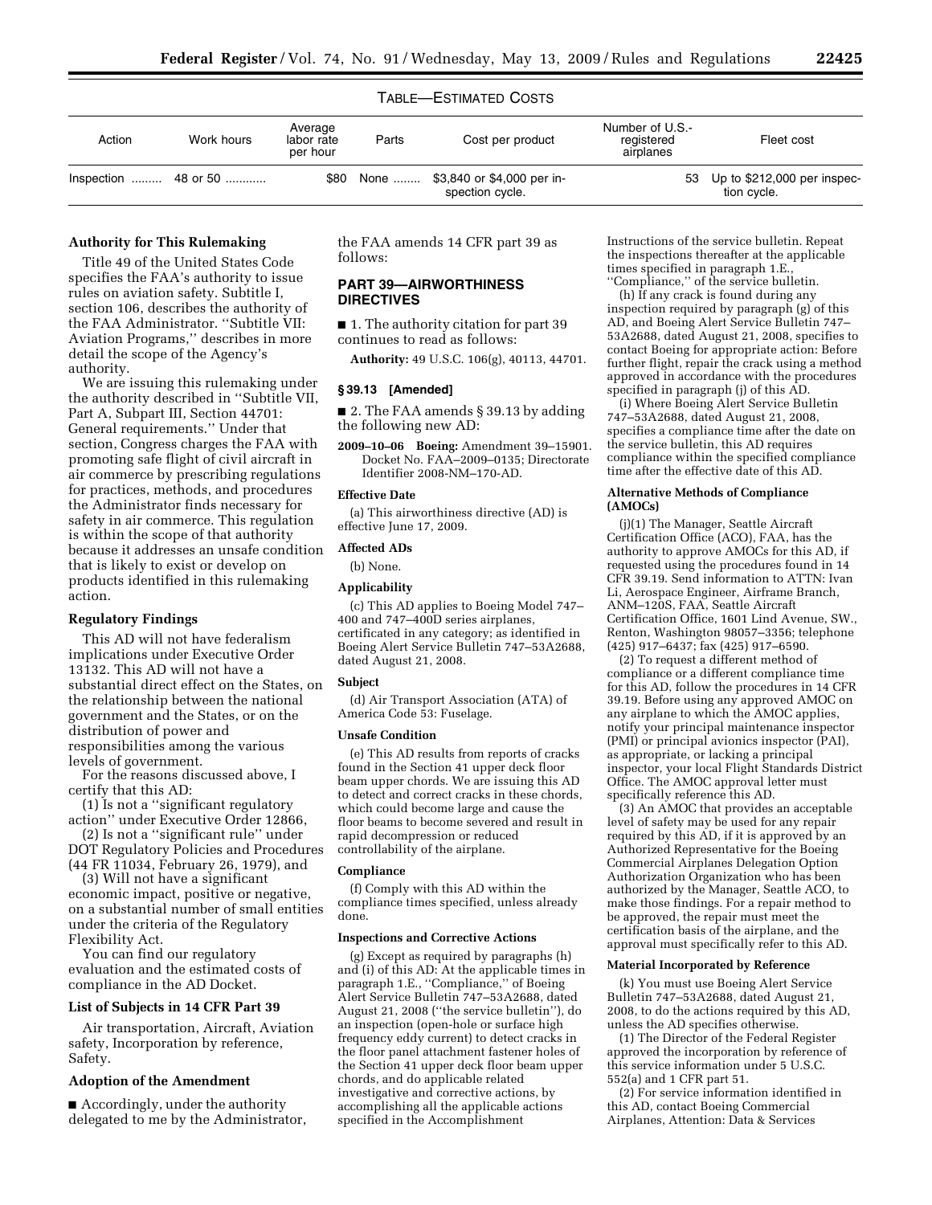TABLE—ESTIMATED COSTS

| Action | Work hours | Average labor rate per hour | Parts | Cost per product | Number of U.S.-registered airplanes | Fleet cost |
| --- | --- | --- | --- | --- | --- | --- |
| Inspection ......... | 48 or 50 ........... | $80 | None ........ | $3,840 or $4,000 per inspection cycle. | 53 | Up to $212,000 per inspection cycle. |

**Authority for This Rulemaking**

Title 49 of the United States Code specifies the FAA's authority to issue rules on aviation safety. Subtitle I, section 106, describes the authority of the FAA Administrator. ''Subtitle VII: Aviation Programs,'' describes in more detail the scope of the Agency's authority.

We are issuing this rulemaking under the authority described in ''Subtitle VII, Part A, Subpart III, Section 44701: General requirements.'' Under that section, Congress charges the FAA with promoting safe flight of civil aircraft in air commerce by prescribing regulations for practices, methods, and procedures the Administrator finds necessary for safety in air commerce. This regulation is within the scope of that authority because it addresses an unsafe condition that is likely to exist or develop on products identified in this rulemaking action.

**Regulatory Findings**

This AD will not have federalism implications under Executive Order 13132. This AD will not have a substantial direct effect on the States, on the relationship between the national government and the States, or on the distribution of power and responsibilities among the various levels of government.

For the reasons discussed above, I certify that this AD:

(1) Is not a ''significant regulatory action'' under Executive Order 12866,

(2) Is not a ''significant rule'' under DOT Regulatory Policies and Procedures (44 FR 11034, February 26, 1979), and

(3) Will not have a significant economic impact, positive or negative, on a substantial number of small entities under the criteria of the Regulatory Flexibility Act.

You can find our regulatory evaluation and the estimated costs of compliance in the AD Docket.

**List of Subjects in 14 CFR Part 39**

Air transportation, Aircraft, Aviation safety, Incorporation by reference, Safety.

**Adoption of the Amendment**

■ Accordingly, under the authority delegated to me by the Administrator, the FAA amends 14 CFR part 39 as follows:

## PART 39—AIRWORTHINESS DIRECTIVES

■ 1. The authority citation for part 39 continues to read as follows:

**Authority:** 49 U.S.C. 106(g), 40113, 44701.

### § 39.13 [Amended]

■ 2. The FAA amends § 39.13 by adding the following new AD:

**2009–10–06 Boeing:** Amendment 39–15901. Docket No. FAA–2009–0135; Directorate Identifier 2008-NM–170-AD.

**Effective Date**

(a) This airworthiness directive (AD) is effective June 17, 2009.

**Affected ADs**

(b) None.

**Applicability**

(c) This AD applies to Boeing Model 747–400 and 747–400D series airplanes, certificated in any category; as identified in Boeing Alert Service Bulletin 747–53A2688, dated August 21, 2008.

**Subject**

(d) Air Transport Association (ATA) of America Code 53: Fuselage.

**Unsafe Condition**

(e) This AD results from reports of cracks found in the Section 41 upper deck floor beam upper chords. We are issuing this AD to detect and correct cracks in these chords, which could become large and cause the floor beams to become severed and result in rapid decompression or reduced controllability of the airplane.

**Compliance**

(f) Comply with this AD within the compliance times specified, unless already done.

**Inspections and Corrective Actions**

(g) Except as required by paragraphs (h) and (i) of this AD: At the applicable times in paragraph 1.E., ''Compliance,'' of Boeing Alert Service Bulletin 747–53A2688, dated August 21, 2008 (''the service bulletin''), do an inspection (open-hole or surface high frequency eddy current) to detect cracks in the floor panel attachment fastener holes of the Section 41 upper deck floor beam upper chords, and do applicable related investigative and corrective actions, by accomplishing all the applicable actions specified in the Accomplishment Instructions of the service bulletin. Repeat the inspections thereafter at the applicable times specified in paragraph 1.E., ''Compliance,'' of the service bulletin.

(h) If any crack is found during any inspection required by paragraph (g) of this AD, and Boeing Alert Service Bulletin 747–53A2688, dated August 21, 2008, specifies to contact Boeing for appropriate action: Before further flight, repair the crack using a method approved in accordance with the procedures specified in paragraph (j) of this AD.

(i) Where Boeing Alert Service Bulletin 747–53A2688, dated August 21, 2008, specifies a compliance time after the date on the service bulletin, this AD requires compliance within the specified compliance time after the effective date of this AD.

**Alternative Methods of Compliance (AMOCs)**

(j)(1) The Manager, Seattle Aircraft Certification Office (ACO), FAA, has the authority to approve AMOCs for this AD, if requested using the procedures found in 14 CFR 39.19. Send information to ATTN: Ivan Li, Aerospace Engineer, Airframe Branch, ANM–120S, FAA, Seattle Aircraft Certification Office, 1601 Lind Avenue, SW., Renton, Washington 98057–3356; telephone (425) 917–6437; fax (425) 917–6590.

(2) To request a different method of compliance or a different compliance time for this AD, follow the procedures in 14 CFR 39.19. Before using any approved AMOC on any airplane to which the AMOC applies, notify your principal maintenance inspector (PMI) or principal avionics inspector (PAI), as appropriate, or lacking a principal inspector, your local Flight Standards District Office. The AMOC approval letter must specifically reference this AD.

(3) An AMOC that provides an acceptable level of safety may be used for any repair required by this AD, if it is approved by an Authorized Representative for the Boeing Commercial Airplanes Delegation Option Authorization Organization who has been authorized by the Manager, Seattle ACO, to make those findings. For a repair method to be approved, the repair must meet the certification basis of the airplane, and the approval must specifically refer to this AD.

**Material Incorporated by Reference**

(k) You must use Boeing Alert Service Bulletin 747–53A2688, dated August 21, 2008, to do the actions required by this AD, unless the AD specifies otherwise.

(1) The Director of the Federal Register approved the incorporation by reference of this service information under 5 U.S.C. 552(a) and 1 CFR part 51.

(2) For service information identified in this AD, contact Boeing Commercial Airplanes, Attention: Data & Services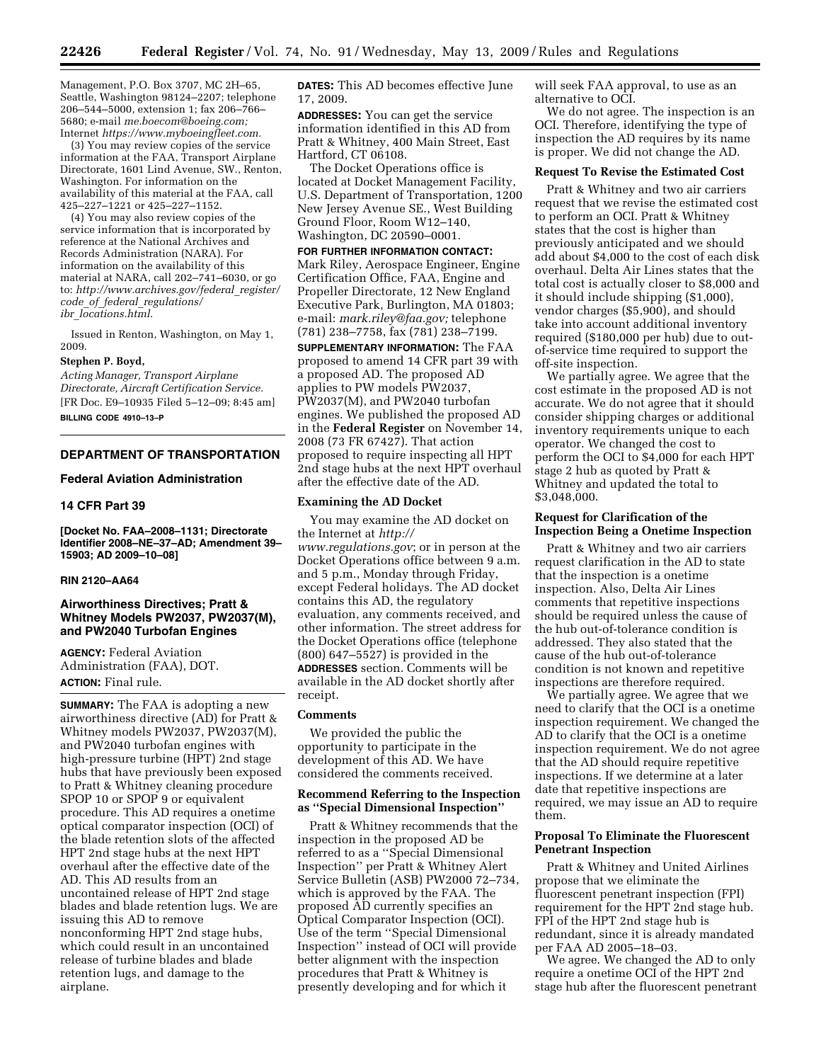Management, P.O. Box 3707, MC 2H–65, Seattle, Washington 98124–2207; telephone 206–544–5000, extension 1; fax 206–766–5680; e-mail *me.boecom@boeing.com;* Internet *https://www.myboeingfleet.com.*

(3) You may review copies of the service information at the FAA, Transport Airplane Directorate, 1601 Lind Avenue, SW., Renton, Washington. For information on the availability of this material at the FAA, call 425–227–1221 or 425–227–1152.

(4) You may also review copies of the service information that is incorporated by reference at the National Archives and Records Administration (NARA). For information on the availability of this material at NARA, call 202–741–6030, or go to: *http://www.archives.gov/federal_register/code_of_federal_regulations/ibr_locations.html.*

Issued in Renton, Washington, on May 1, 2009.

**Stephen P. Boyd,**

*Acting Manager, Transport Airplane Directorate, Aircraft Certification Service.*

[FR Doc. E9–10935 Filed 5–12–09; 8:45 am]

**BILLING CODE 4910–13–P**

---

**DEPARTMENT OF TRANSPORTATION**

**Federal Aviation Administration**

**14 CFR Part 39**

**[Docket No. FAA–2008–1131; Directorate Identifier 2008–NE–37–AD; Amendment 39–15903; AD 2009–10–08]**

**RIN 2120–AA64**

## Airworthiness Directives; Pratt & Whitney Models PW2037, PW2037(M), and PW2040 Turbofan Engines

**AGENCY:** Federal Aviation Administration (FAA), DOT.

**ACTION:** Final rule.

**SUMMARY:** The FAA is adopting a new airworthiness directive (AD) for Pratt & Whitney models PW2037, PW2037(M), and PW2040 turbofan engines with high-pressure turbine (HPT) 2nd stage hubs that have previously been exposed to Pratt & Whitney cleaning procedure SPOP 10 or SPOP 9 or equivalent procedure. This AD requires a onetime optical comparator inspection (OCI) of the blade retention slots of the affected HPT 2nd stage hubs at the next HPT overhaul after the effective date of the AD. This AD results from an uncontained release of HPT 2nd stage blades and blade retention lugs. We are issuing this AD to remove nonconforming HPT 2nd stage hubs, which could result in an uncontained release of turbine blades and blade retention lugs, and damage to the airplane.

**DATES:** This AD becomes effective June 17, 2009.

**ADDRESSES:** You can get the service information identified in this AD from Pratt & Whitney, 400 Main Street, East Hartford, CT 06108.

The Docket Operations office is located at Docket Management Facility, U.S. Department of Transportation, 1200 New Jersey Avenue SE., West Building Ground Floor, Room W12–140, Washington, DC 20590–0001.

**FOR FURTHER INFORMATION CONTACT:** Mark Riley, Aerospace Engineer, Engine Certification Office, FAA, Engine and Propeller Directorate, 12 New England Executive Park, Burlington, MA 01803; e-mail: *mark.riley@faa.gov;* telephone (781) 238–7758, fax (781) 238–7199.

**SUPPLEMENTARY INFORMATION:** The FAA proposed to amend 14 CFR part 39 with a proposed AD. The proposed AD applies to PW models PW2037, PW2037(M), and PW2040 turbofan engines. We published the proposed AD in the **Federal Register** on November 14, 2008 (73 FR 67427). That action proposed to require inspecting all HPT 2nd stage hubs at the next HPT overhaul after the effective date of the AD.

### Examining the AD Docket

You may examine the AD docket on the Internet at *http://www.regulations.gov*; or in person at the Docket Operations office between 9 a.m. and 5 p.m., Monday through Friday, except Federal holidays. The AD docket contains this AD, the regulatory evaluation, any comments received, and other information. The street address for the Docket Operations office (telephone (800) 647–5527) is provided in the **ADDRESSES** section. Comments will be available in the AD docket shortly after receipt.

### Comments

We provided the public the opportunity to participate in the development of this AD. We have considered the comments received.

### Recommend Referring to the Inspection as "Special Dimensional Inspection"

Pratt & Whitney recommends that the inspection in the proposed AD be referred to as a "Special Dimensional Inspection" per Pratt & Whitney Alert Service Bulletin (ASB) PW2000 72–734, which is approved by the FAA. The proposed AD currently specifies an Optical Comparator Inspection (OCI). Use of the term "Special Dimensional Inspection" instead of OCI will provide better alignment with the inspection procedures that Pratt & Whitney is presently developing and for which it will seek FAA approval, to use as an alternative to OCI.

We do not agree. The inspection is an OCI. Therefore, identifying the type of inspection the AD requires by its name is proper. We did not change the AD.

### Request To Revise the Estimated Cost

Pratt & Whitney and two air carriers request that we revise the estimated cost to perform an OCI. Pratt & Whitney states that the cost is higher than previously anticipated and we should add about $4,000 to the cost of each disk overhaul. Delta Air Lines states that the total cost is actually closer to $8,000 and it should include shipping ($1,000), vendor charges ($5,900), and should take into account additional inventory required ($180,000 per hub) due to out-of-service time required to support the off-site inspection.

We partially agree. We agree that the cost estimate in the proposed AD is not accurate. We do not agree that it should consider shipping charges or additional inventory requirements unique to each operator. We changed the cost to perform the OCI to $4,000 for each HPT stage 2 hub as quoted by Pratt & Whitney and updated the total to $3,048,000.

### Request for Clarification of the Inspection Being a Onetime Inspection

Pratt & Whitney and two air carriers request clarification in the AD to state that the inspection is a onetime inspection. Also, Delta Air Lines comments that repetitive inspections should be required unless the cause of the hub out-of-tolerance condition is addressed. They also stated that the cause of the hub out-of-tolerance condition is not known and repetitive inspections are therefore required.

We partially agree. We agree that we need to clarify that the OCI is a onetime inspection requirement. We changed the AD to clarify that the OCI is a onetime inspection requirement. We do not agree that the AD should require repetitive inspections. If we determine at a later date that repetitive inspections are required, we may issue an AD to require them.

### Proposal To Eliminate the Fluorescent Penetrant Inspection

Pratt & Whitney and United Airlines propose that we eliminate the fluorescent penetrant inspection (FPI) requirement for the HPT 2nd stage hub. FPI of the HPT 2nd stage hub is redundant, since it is already mandated per FAA AD 2005–18–03.

We agree. We changed the AD to only require a onetime OCI of the HPT 2nd stage hub after the fluorescent penetrant